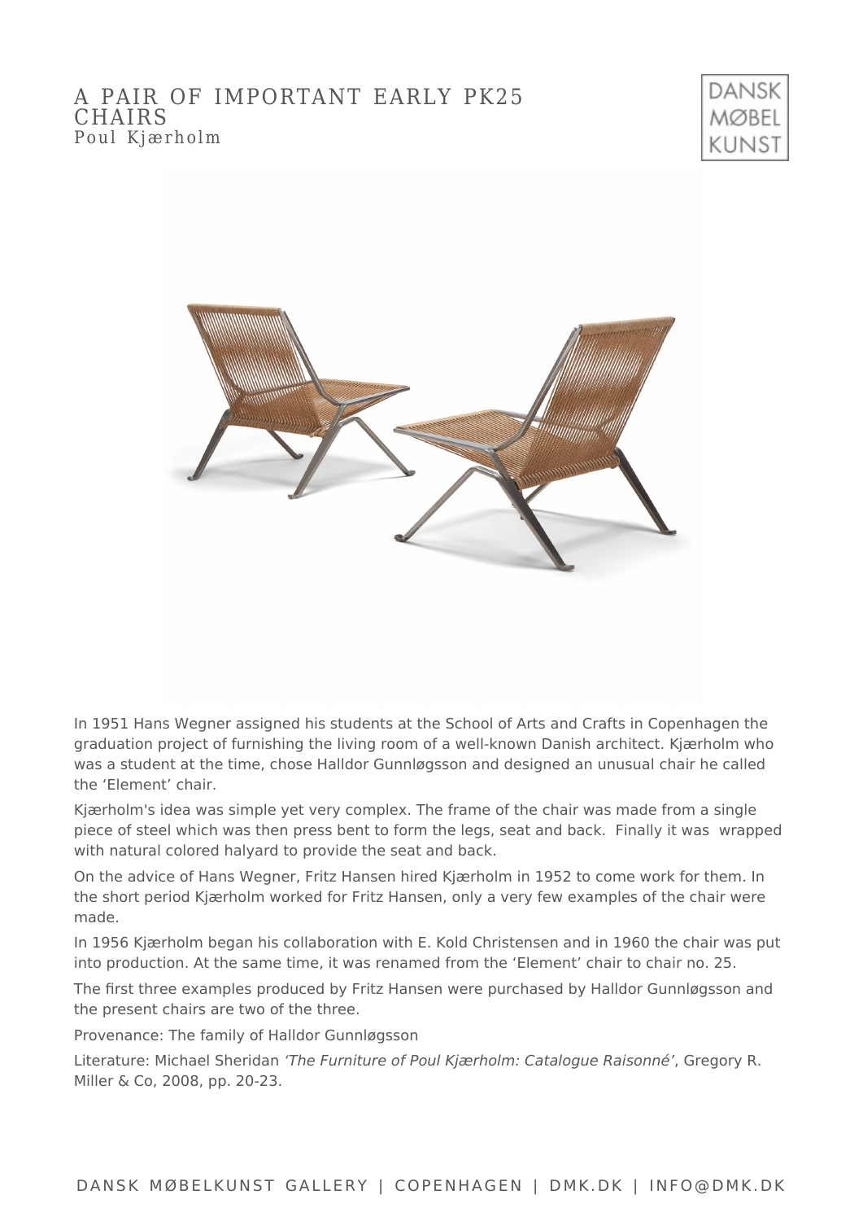# A PAIR OF IMPORTANT EARLY PK25 CHAIRS

Poul Kjærholm

In 1951 Hans Wegner assigned his students at the School of Arts and Crafts in Copenhagen the graduation project of furnishing the living room of a well-known Danish architect. Kjærholm who was a student at the time, chose Halldor Gunnløgsson and designed an unusual chair he called the 'Element' chair.

Kjærholm's idea was simple yet very complex. The frame of the chair was made from a single piece of steel which was then press bent to form the legs, seat and back. Finally it was wrapped with natural colored halyard to provide the seat and back.

On the advice of Hans Wegner, Fritz Hansen hired Kjærholm in 1952 to come work for them. In the short period Kjærholm worked for Fritz Hansen, only a very few examples of the chair were made.

In 1956 Kjærholm began his collaboration with E. Kold Christensen and in 1960 the chair was put into production. At the same time, it was renamed from the 'Element' chair to chair no. 25.

The first three examples produced by Fritz Hansen were purchased by Halldor Gunnløgsson and the present chairs are two of the three.

Provenance: The family of Halldor Gunnløgsson

Literature: Michael Sheridan *'The Furniture of Poul Kjærholm: Catalogue Raisonné'*, Gregory R. Miller & Co, 2008, pp. 20-23.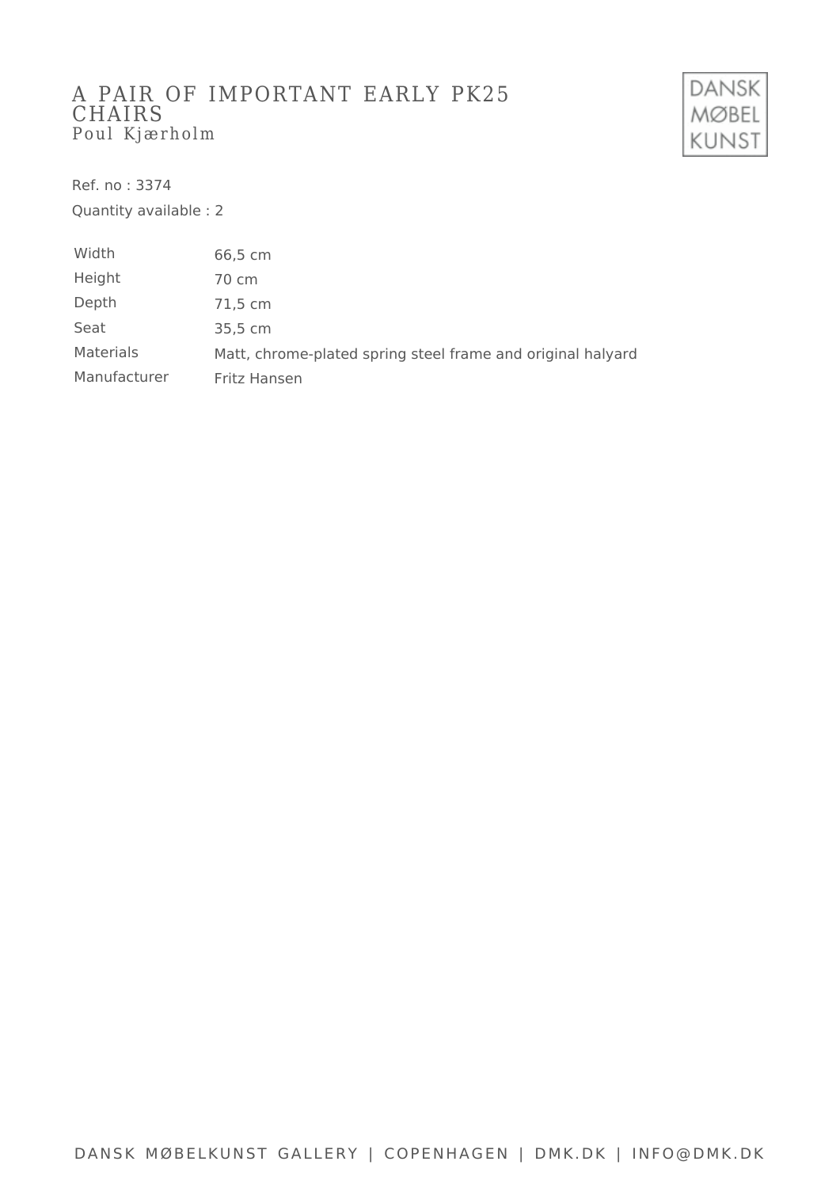# A PAIR OF IMPORTANT EARLY PK25 CHAIRS

Poul Kjærholm

DANSK MØBEL KUNST

Ref. no : 3374

Quantity available : 2

| | |
|---|---|
| Width | 66,5 cm |
| Height | 70 cm |
| Depth | 71,5 cm |
| Seat | 35,5 cm |
| Materials | Matt, chrome-plated spring steel frame and original halyard |
| Manufacturer | Fritz Hansen |

DANSK MØBELKUNST GALLERY | COPENHAGEN | DMK.DK | INFO@DMK.DK